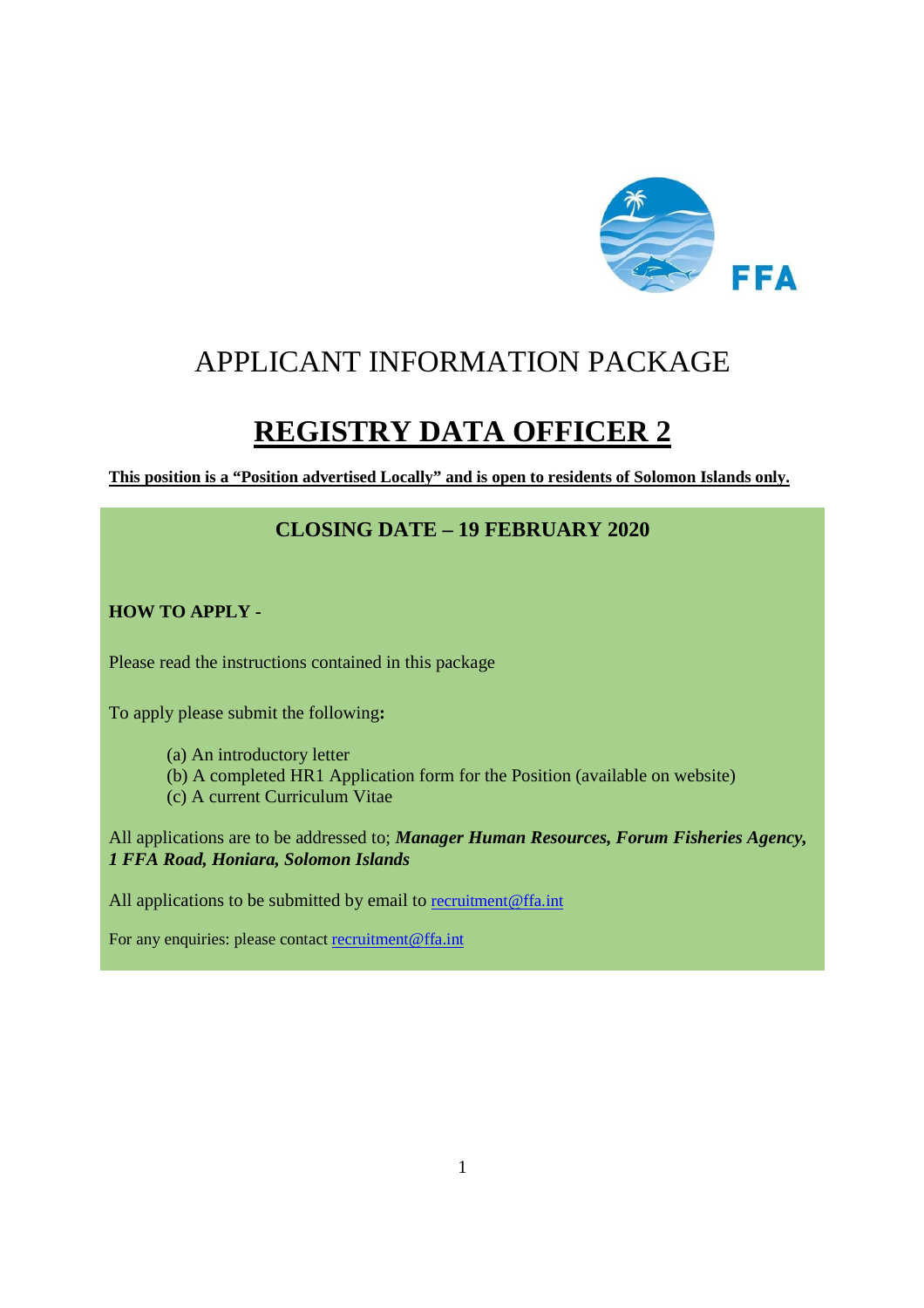FFA

# APPLICANT INFORMATION PACKAGE

# REGISTRY DATA OFFICER 2

**This position is a "Position advertised Locally" and is open to residents of Solomon Islands only.**

**CLOSING DATE – 19 FEBRUARY 2020**

**HOW TO APPLY -**

Please read the instructions contained in this package

To apply please submit the following**:**

- (a) An introductory letter
- (b) A completed HR1 Application form for the Position (available on website)
- (c) A current Curriculum Vitae

All applications are to be addressed to; ***Manager Human Resources, Forum Fisheries Agency, 1 FFA Road, Honiara, Solomon Islands***

All applications to be submitted by email to recruitment@ffa.int

For any enquiries: please contact recruitment@ffa.int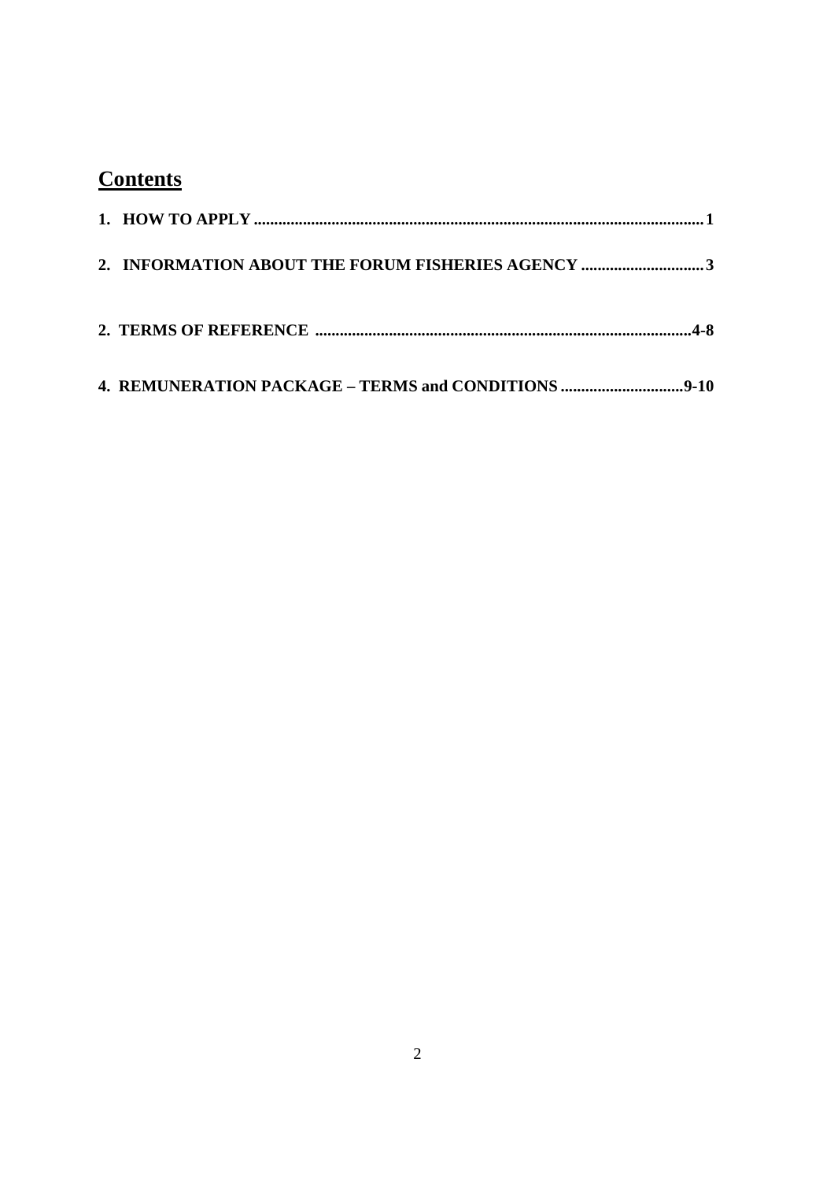# Contents

**1. HOW TO APPLY ............................................................................................................1**

**2. INFORMATION ABOUT THE FORUM FISHERIES AGENCY .............................3**

**2. TERMS OF REFERENCE ..........................................................................................4-8**

**4. REMUNERATION PACKAGE – TERMS and CONDITIONS .............................9-10**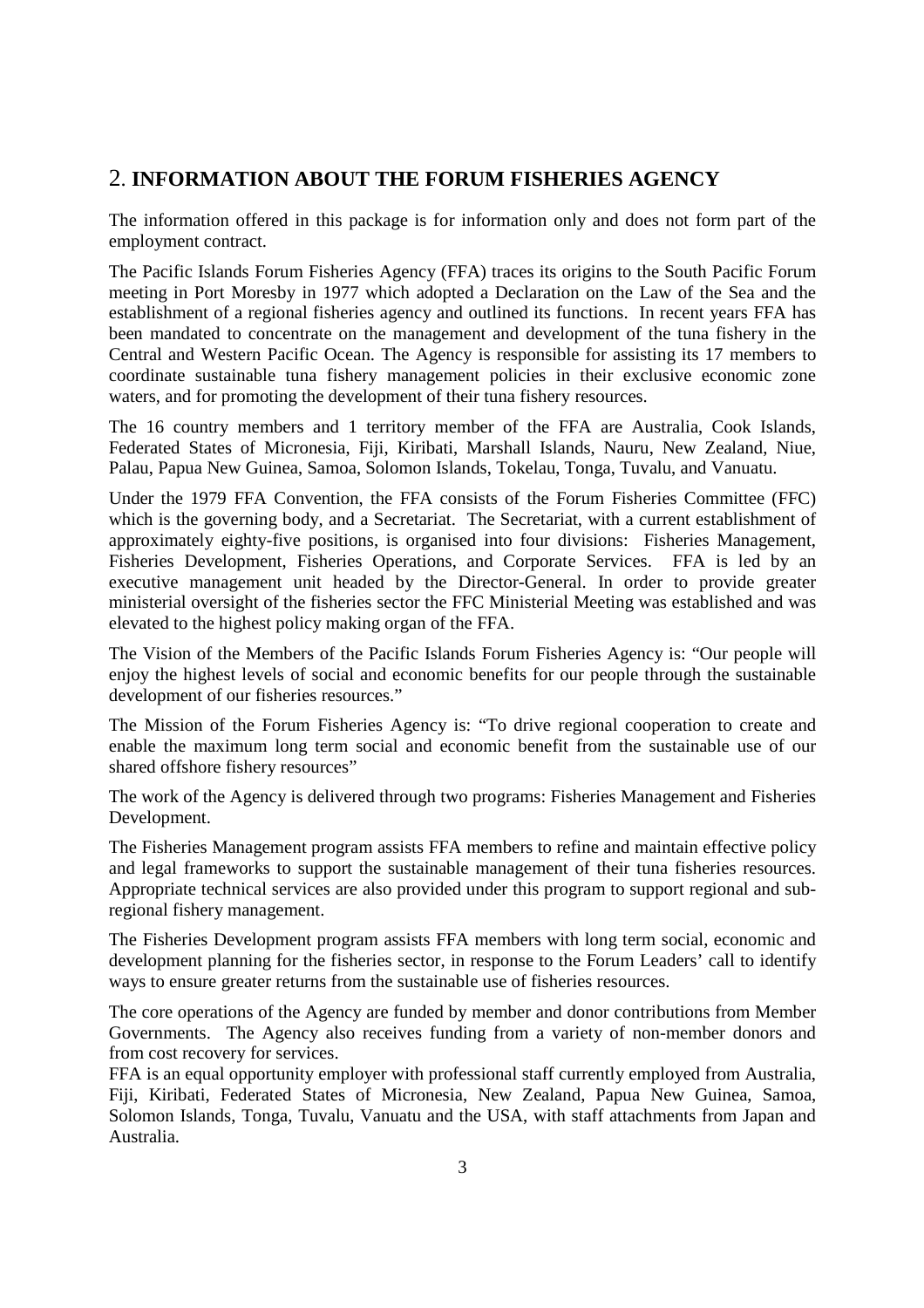## 2. INFORMATION ABOUT THE FORUM FISHERIES AGENCY

The information offered in this package is for information only and does not form part of the employment contract.

The Pacific Islands Forum Fisheries Agency (FFA) traces its origins to the South Pacific Forum meeting in Port Moresby in 1977 which adopted a Declaration on the Law of the Sea and the establishment of a regional fisheries agency and outlined its functions. In recent years FFA has been mandated to concentrate on the management and development of the tuna fishery in the Central and Western Pacific Ocean. The Agency is responsible for assisting its 17 members to coordinate sustainable tuna fishery management policies in their exclusive economic zone waters, and for promoting the development of their tuna fishery resources.

The 16 country members and 1 territory member of the FFA are Australia, Cook Islands, Federated States of Micronesia, Fiji, Kiribati, Marshall Islands, Nauru, New Zealand, Niue, Palau, Papua New Guinea, Samoa, Solomon Islands, Tokelau, Tonga, Tuvalu, and Vanuatu.

Under the 1979 FFA Convention, the FFA consists of the Forum Fisheries Committee (FFC) which is the governing body, and a Secretariat. The Secretariat, with a current establishment of approximately eighty-five positions, is organised into four divisions: Fisheries Management, Fisheries Development, Fisheries Operations, and Corporate Services. FFA is led by an executive management unit headed by the Director-General. In order to provide greater ministerial oversight of the fisheries sector the FFC Ministerial Meeting was established and was elevated to the highest policy making organ of the FFA.

The Vision of the Members of the Pacific Islands Forum Fisheries Agency is: "Our people will enjoy the highest levels of social and economic benefits for our people through the sustainable development of our fisheries resources."

The Mission of the Forum Fisheries Agency is: "To drive regional cooperation to create and enable the maximum long term social and economic benefit from the sustainable use of our shared offshore fishery resources"

The work of the Agency is delivered through two programs: Fisheries Management and Fisheries Development.

The Fisheries Management program assists FFA members to refine and maintain effective policy and legal frameworks to support the sustainable management of their tuna fisheries resources. Appropriate technical services are also provided under this program to support regional and sub-regional fishery management.

The Fisheries Development program assists FFA members with long term social, economic and development planning for the fisheries sector, in response to the Forum Leaders' call to identify ways to ensure greater returns from the sustainable use of fisheries resources.

The core operations of the Agency are funded by member and donor contributions from Member Governments. The Agency also receives funding from a variety of non-member donors and from cost recovery for services.

FFA is an equal opportunity employer with professional staff currently employed from Australia, Fiji, Kiribati, Federated States of Micronesia, New Zealand, Papua New Guinea, Samoa, Solomon Islands, Tonga, Tuvalu, Vanuatu and the USA, with staff attachments from Japan and Australia.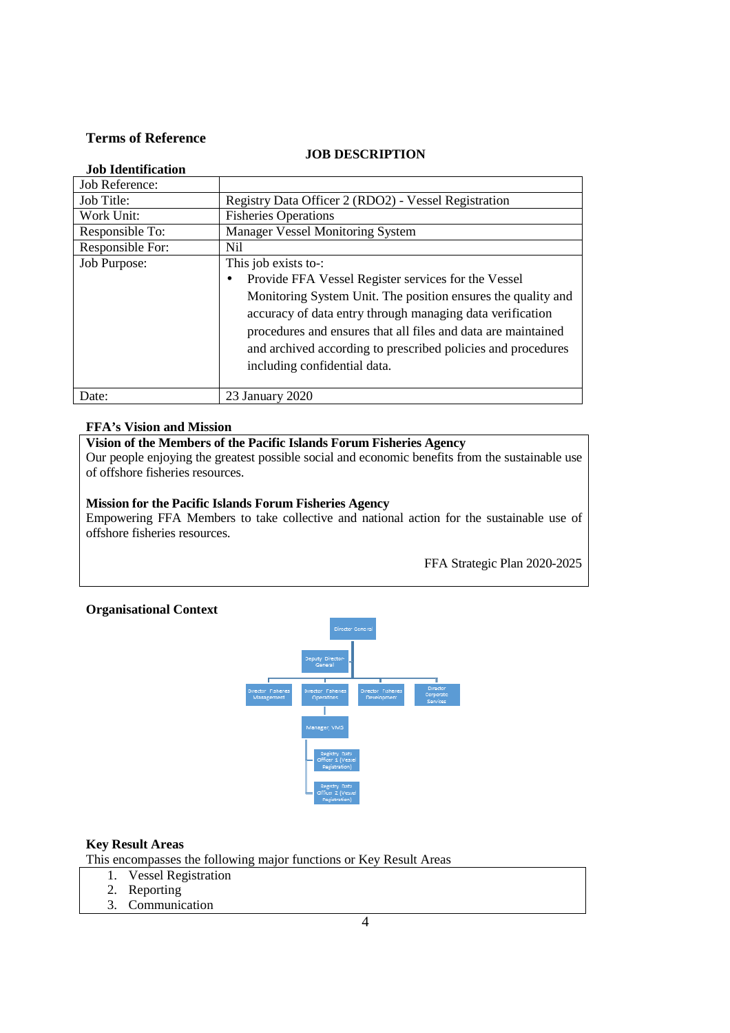**Terms of Reference**

**JOB DESCRIPTION**

**Job Identification**

| Job Reference: | |
|---|---|
| Job Title: | Registry Data Officer 2 (RDO2) - Vessel Registration |
| Work Unit: | Fisheries Operations |
| Responsible To: | Manager Vessel Monitoring System |
| Responsible For: | Nil |
| Job Purpose: | This job exists to-: <br>• Provide FFA Vessel Register services for the Vessel Monitoring System Unit. The position ensures the quality and accuracy of data entry through managing data verification procedures and ensures that all files and data are maintained and archived according to prescribed policies and procedures including confidential data. |
| Date: | 23 January 2020 |

**FFA's Vision and Mission**

**Vision of the Members of the Pacific Islands Forum Fisheries Agency**
Our people enjoying the greatest possible social and economic benefits from the sustainable use of offshore fisheries resources.

**Mission for the Pacific Islands Forum Fisheries Agency**
Empowering FFA Members to take collective and national action for the sustainable use of offshore fisheries resources.

FFA Strategic Plan 2020-2025

**Organisational Context**

Director General
Deputy Director-General
Director Fisheries Management | Director Fisheries Operations | Director Fisheries Development | Director Corporate Services
Manager, VMS
Registry Data Officer 1 (Vessel Registration)
Registry Data Officer 2 (Vessel Registration)

**Key Result Areas**

This encompasses the following major functions or Key Result Areas

1. Vessel Registration
2. Reporting
3. Communication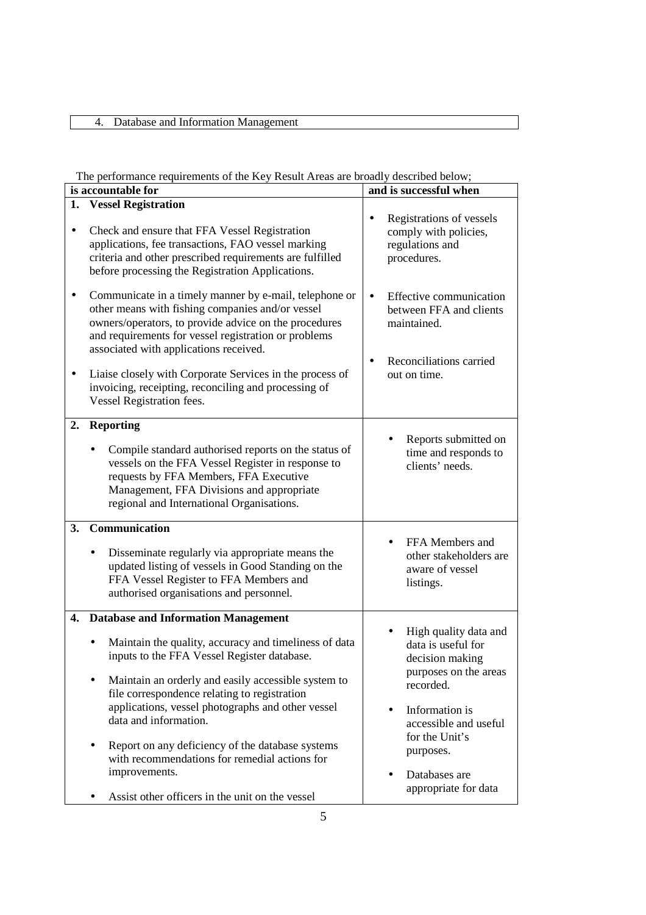4. Database and Information Management

The performance requirements of the Key Result Areas are broadly described below;

| is accountable for | and is successful when |
|---|---|
| **1. Vessel Registration**<br><br>• Check and ensure that FFA Vessel Registration applications, fee transactions, FAO vessel marking criteria and other prescribed requirements are fulfilled before processing the Registration Applications.<br><br>• Communicate in a timely manner by e-mail, telephone or other means with fishing companies and/or vessel owners/operators, to provide advice on the procedures and requirements for vessel registration or problems associated with applications received.<br><br>• Liaise closely with Corporate Services in the process of invoicing, receipting, reconciling and processing of Vessel Registration fees. | • Registrations of vessels comply with policies, regulations and procedures.<br><br>• Effective communication between FFA and clients maintained.<br><br>• Reconciliations carried out on time. |
| **2. Reporting**<br><br>• Compile standard authorised reports on the status of vessels on the FFA Vessel Register in response to requests by FFA Members, FFA Executive Management, FFA Divisions and appropriate regional and International Organisations. | • Reports submitted on time and responds to clients' needs. |
| **3. Communication**<br><br>• Disseminate regularly via appropriate means the updated listing of vessels in Good Standing on the FFA Vessel Register to FFA Members and authorised organisations and personnel. | • FFA Members and other stakeholders are aware of vessel listings. |
| **4. Database and Information Management**<br><br>• Maintain the quality, accuracy and timeliness of data inputs to the FFA Vessel Register database.<br><br>• Maintain an orderly and easily accessible system to file correspondence relating to registration applications, vessel photographs and other vessel data and information.<br><br>• Report on any deficiency of the database systems with recommendations for remedial actions for improvements.<br><br>• Assist other officers in the unit on the vessel | • High quality data and data is useful for decision making purposes on the areas recorded.<br><br>• Information is accessible and useful for the Unit's purposes.<br><br>• Databases are appropriate for data |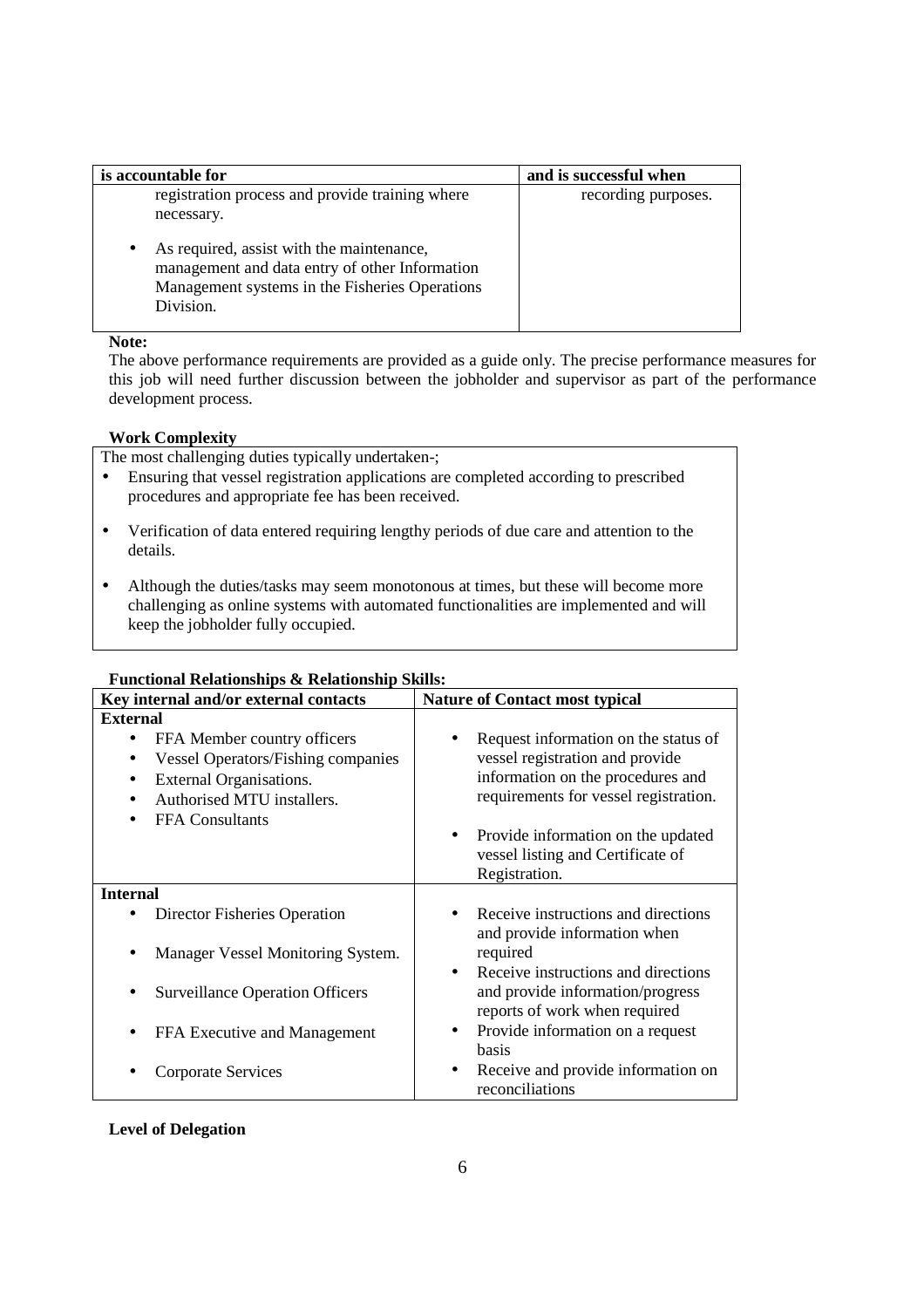| is accountable for | and is successful when |
|---|---|
| registration process and provide training where necessary.<br><br>• As required, assist with the maintenance, management and data entry of other Information Management systems in the Fisheries Operations Division. | recording purposes. |

**Note:**

The above performance requirements are provided as a guide only. The precise performance measures for this job will need further discussion between the jobholder and supervisor as part of the performance development process.

**Work Complexity**

The most challenging duties typically undertaken-;

- Ensuring that vessel registration applications are completed according to prescribed procedures and appropriate fee has been received.
- Verification of data entered requiring lengthy periods of due care and attention to the details.
- Although the duties/tasks may seem monotonous at times, but these will become more challenging as online systems with automated functionalities are implemented and will keep the jobholder fully occupied.

**Functional Relationships & Relationship Skills:**

| Key internal and/or external contacts | Nature of Contact most typical |
|---|---|
| **External**<br>• FFA Member country officers<br>• Vessel Operators/Fishing companies<br>• External Organisations.<br>• Authorised MTU installers.<br>• FFA Consultants | • Request information on the status of vessel registration and provide information on the procedures and requirements for vessel registration.<br><br>• Provide information on the updated vessel listing and Certificate of Registration. |
| **Internal**<br>• Director Fisheries Operation<br><br>• Manager Vessel Monitoring System.<br><br>• Surveillance Operation Officers<br><br>• FFA Executive and Management<br><br>• Corporate Services | • Receive instructions and directions and provide information when required<br>• Receive instructions and directions and provide information/progress reports of work when required<br>• Provide information on a request basis<br>• Receive and provide information on reconciliations |

**Level of Delegation**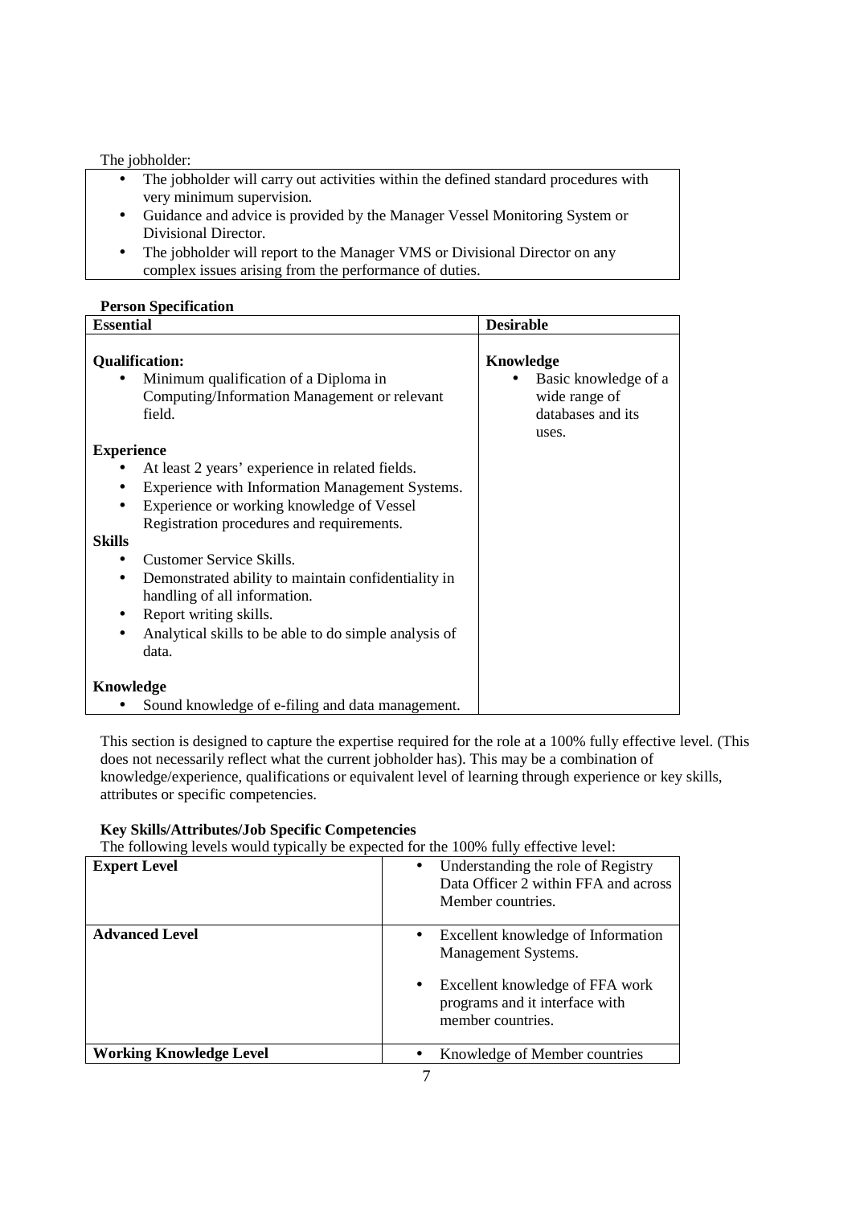The jobholder:

- The jobholder will carry out activities within the defined standard procedures with very minimum supervision.
- Guidance and advice is provided by the Manager Vessel Monitoring System or Divisional Director.
- The jobholder will report to the Manager VMS or Divisional Director on any complex issues arising from the performance of duties.

**Person Specification**

| **Essential** | **Desirable** |
|---|---|
| **Qualification:**<br>• Minimum qualification of a Diploma in Computing/Information Management or relevant field.<br><br>**Experience**<br>• At least 2 years' experience in related fields.<br>• Experience with Information Management Systems.<br>• Experience or working knowledge of Vessel Registration procedures and requirements.<br><br>**Skills**<br>• Customer Service Skills.<br>• Demonstrated ability to maintain confidentiality in handling of all information.<br>• Report writing skills.<br>• Analytical skills to be able to do simple analysis of data.<br><br>**Knowledge**<br>• Sound knowledge of e-filing and data management. | **Knowledge**<br>• Basic knowledge of a wide range of databases and its uses. |

This section is designed to capture the expertise required for the role at a 100% fully effective level. (This does not necessarily reflect what the current jobholder has). This may be a combination of knowledge/experience, qualifications or equivalent level of learning through experience or key skills, attributes or specific competencies.

**Key Skills/Attributes/Job Specific Competencies**

The following levels would typically be expected for the 100% fully effective level:

| | |
|---|---|
| **Expert Level** | • Understanding the role of Registry Data Officer 2 within FFA and across Member countries. |
| **Advanced Level** | • Excellent knowledge of Information Management Systems.<br>• Excellent knowledge of FFA work programs and it interface with member countries. |
| **Working Knowledge Level** | • Knowledge of Member countries |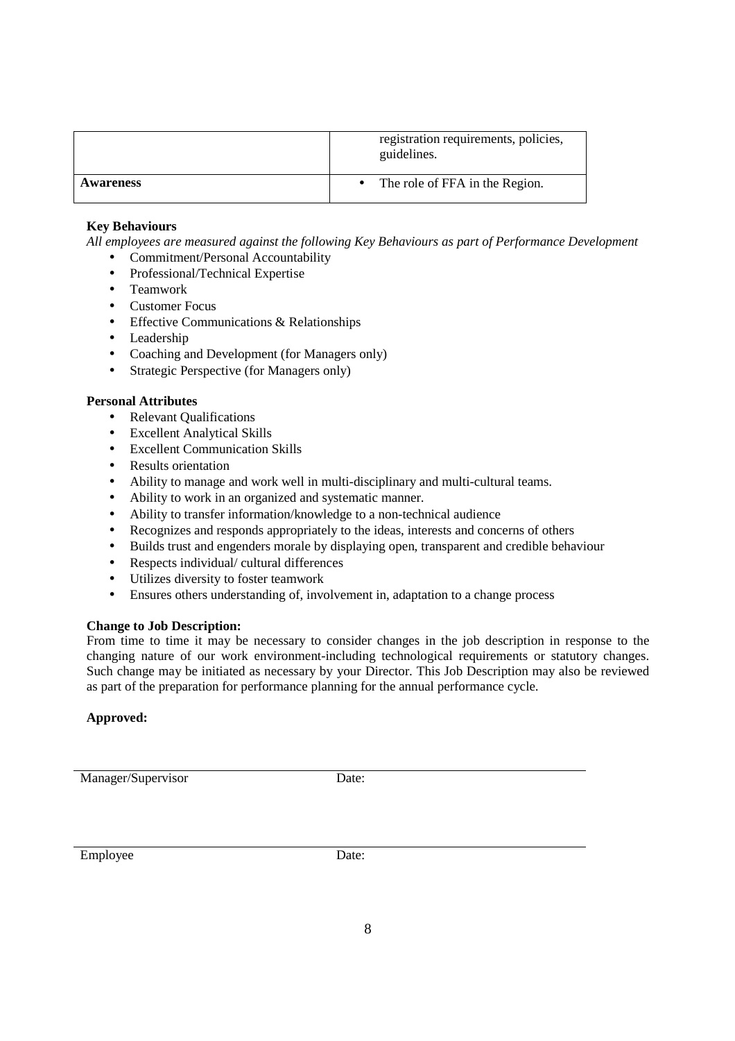|  |  |
|---|---|
|  | registration requirements, policies, guidelines. |
| **Awareness** | • The role of FFA in the Region. |

**Key Behaviours**

*All employees are measured against the following Key Behaviours as part of Performance Development*

- Commitment/Personal Accountability
- Professional/Technical Expertise
- Teamwork
- Customer Focus
- Effective Communications & Relationships
- Leadership
- Coaching and Development (for Managers only)
- Strategic Perspective (for Managers only)

**Personal Attributes**

- Relevant Qualifications
- Excellent Analytical Skills
- Excellent Communication Skills
- Results orientation
- Ability to manage and work well in multi-disciplinary and multi-cultural teams.
- Ability to work in an organized and systematic manner.
- Ability to transfer information/knowledge to a non-technical audience
- Recognizes and responds appropriately to the ideas, interests and concerns of others
- Builds trust and engenders morale by displaying open, transparent and credible behaviour
- Respects individual/ cultural differences
- Utilizes diversity to foster teamwork
- Ensures others understanding of, involvement in, adaptation to a change process

**Change to Job Description:**

From time to time it may be necessary to consider changes in the job description in response to the changing nature of our work environment-including technological requirements or statutory changes. Such change may be initiated as necessary by your Director. This Job Description may also be reviewed as part of the preparation for performance planning for the annual performance cycle.

**Approved:**

Manager/Supervisor Date:

Employee Date: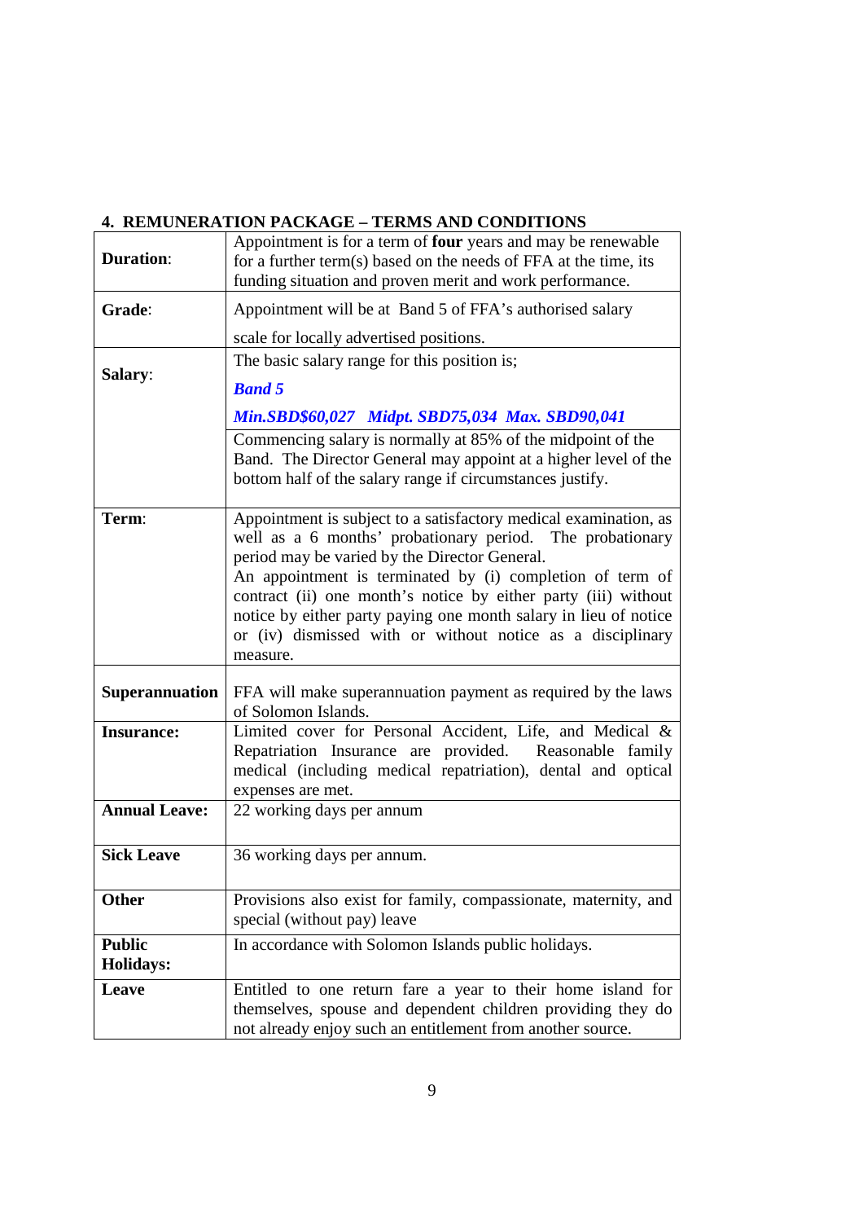## 4. REMUNERATION PACKAGE – TERMS AND CONDITIONS

| | |
|---|---|
| **Duration**: | Appointment is for a term of **four** years and may be renewable for a further term(s) based on the needs of FFA at the time, its funding situation and proven merit and work performance. |
| **Grade**: | Appointment will be at Band 5 of FFA's authorised salary scale for locally advertised positions. |
| **Salary**: | The basic salary range for this position is;<br>***Band 5***<br>***Min.SBD$60,027 Midpt. SBD75,034 Max. SBD90,041***<br>Commencing salary is normally at 85% of the midpoint of the Band. The Director General may appoint at a higher level of the bottom half of the salary range if circumstances justify. |
| **Term**: | Appointment is subject to a satisfactory medical examination, as well as a 6 months' probationary period. The probationary period may be varied by the Director General.<br>An appointment is terminated by (i) completion of term of contract (ii) one month's notice by either party (iii) without notice by either party paying one month salary in lieu of notice or (iv) dismissed with or without notice as a disciplinary measure. |
| **Superannuation** | FFA will make superannuation payment as required by the laws of Solomon Islands. |
| **Insurance:** | Limited cover for Personal Accident, Life, and Medical & Repatriation Insurance are provided. Reasonable family medical (including medical repatriation), dental and optical expenses are met. |
| **Annual Leave:** | 22 working days per annum |
| **Sick Leave** | 36 working days per annum. |
| **Other** | Provisions also exist for family, compassionate, maternity, and special (without pay) leave |
| **Public Holidays:** | In accordance with Solomon Islands public holidays. |
| **Leave** | Entitled to one return fare a year to their home island for themselves, spouse and dependent children providing they do not already enjoy such an entitlement from another source. |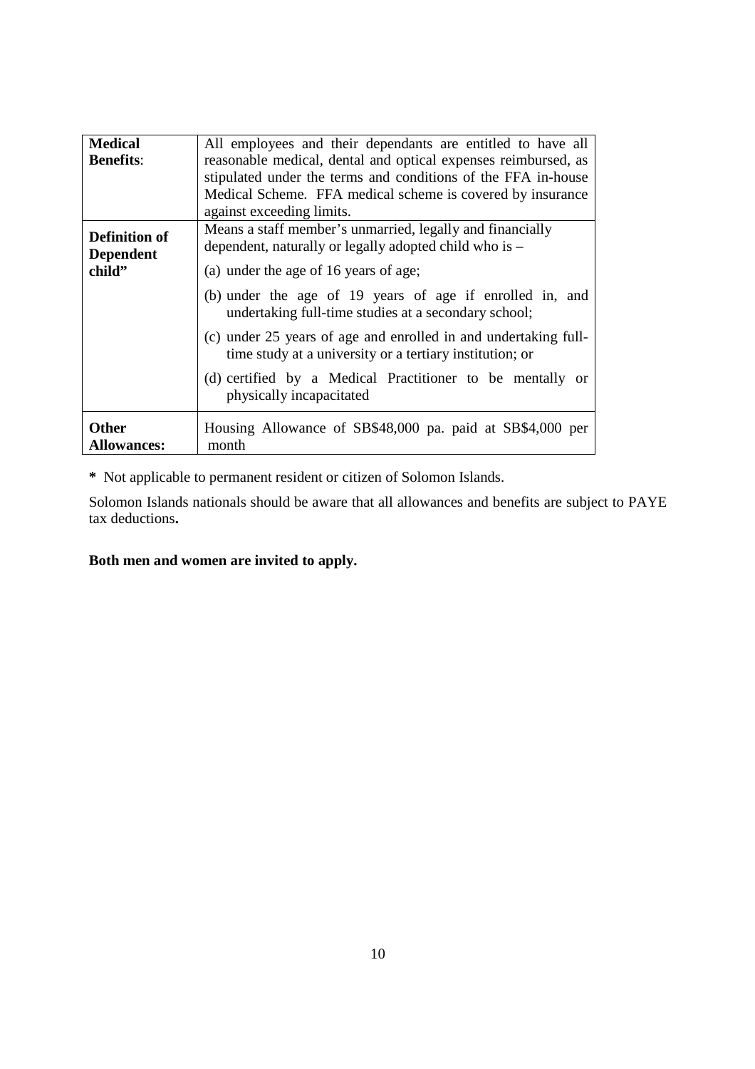| | |
|---|---|
| **Medical Benefits**: | All employees and their dependants are entitled to have all reasonable medical, dental and optical expenses reimbursed, as stipulated under the terms and conditions of the FFA in-house Medical Scheme. FFA medical scheme is covered by insurance against exceeding limits. |
| **Definition of Dependent child"** | Means a staff member's unmarried, legally and financially dependent, naturally or legally adopted child who is –<br>(a) under the age of 16 years of age;<br>(b) under the age of 19 years of age if enrolled in, and undertaking full-time studies at a secondary school;<br>(c) under 25 years of age and enrolled in and undertaking full-time study at a university or a tertiary institution; or<br>(d) certified by a Medical Practitioner to be mentally or physically incapacitated |
| **Other Allowances:** | Housing Allowance of SB$48,000 pa. paid at SB$4,000 per month |

**\*** Not applicable to permanent resident or citizen of Solomon Islands.

Solomon Islands nationals should be aware that all allowances and benefits are subject to PAYE tax deductions**.**

**Both men and women are invited to apply.**